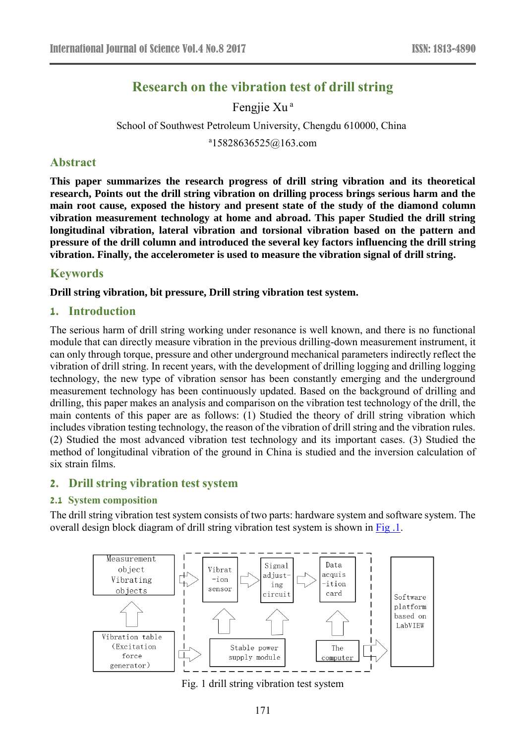# Research on the vibration test of drill string

Fengjie Xu [a]

School of Southwest Petroleum University, Chengdu 610000, China

[a]15828636525@163.com

## Abstract

**This paper summarizes the research progress of drill string vibration and its theoretical research, Points out the drill string vibration on drilling process brings serious harm and the main root cause, exposed the history and present state of the study of the diamond column vibration measurement technology at home and abroad. This paper Studied the drill string longitudinal vibration, lateral vibration and torsional vibration based on the pattern and pressure of the drill column and introduced the several key factors influencing the drill string vibration. Finally, the accelerometer is used to measure the vibration signal of drill string.**

## Keywords

**Drill string vibration, bit pressure, Drill string vibration test system.**

## 1. Introduction

The serious harm of drill string working under resonance is well known, and there is no functional module that can directly measure vibration in the previous drilling-down measurement instrument, it can only through torque, pressure and other underground mechanical parameters indirectly reflect the vibration of drill string. In recent years, with the development of drilling logging and drilling logging technology, the new type of vibration sensor has been constantly emerging and the underground measurement technology has been continuously updated. Based on the background of drilling and drilling, this paper makes an analysis and comparison on the vibration test technology of the drill, the main contents of this paper are as follows: (1) Studied the theory of drill string vibration which includes vibration testing technology, the reason of the vibration of drill string and the vibration rules. (2) Studied the most advanced vibration test technology and its important cases. (3) Studied the method of longitudinal vibration of the ground in China is studied and the inversion calculation of six strain films.

## 2. Drill string vibration test system

### 2.1 System composition

The drill string vibration test system consists of two parts: hardware system and software system. The overall design block diagram of drill string vibration test system is shown in Fig .1.

Measurement object Vibrating objects | Vibration table (Excitation force generator) | Vibration sensor | Signal adjusting circuit | Data acquisition card | Stable power supply module | The computer | Software platform based on LabVIEW

Fig. 1 drill string vibration test system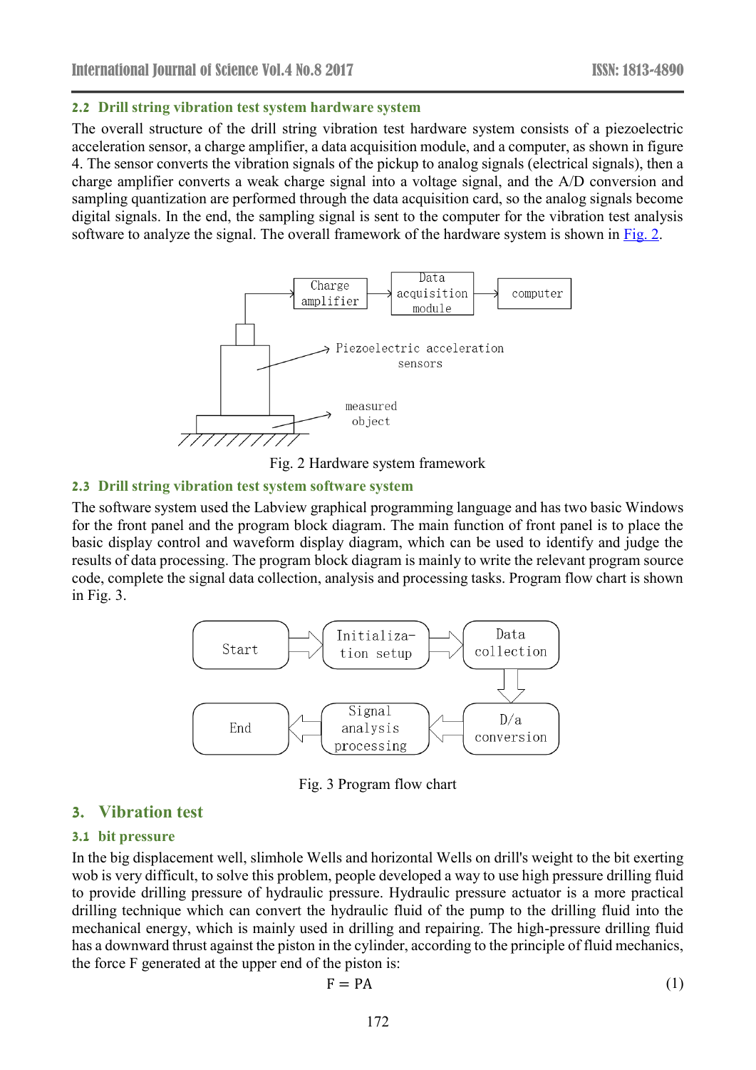### 2.2 Drill string vibration test system hardware system

The overall structure of the drill string vibration test hardware system consists of a piezoelectric acceleration sensor, a charge amplifier, a data acquisition module, and a computer, as shown in figure 4. The sensor converts the vibration signals of the pickup to analog signals (electrical signals), then a charge amplifier converts a weak charge signal into a voltage signal, and the A/D conversion and sampling quantization are performed through the data acquisition card, so the analog signals become digital signals. In the end, the sampling signal is sent to the computer for the vibration test analysis software to analyze the signal. The overall framework of the hardware system is shown in Fig. 2.

Fig. 2 Hardware system framework

### 2.3 Drill string vibration test system software system

The software system used the Labview graphical programming language and has two basic Windows for the front panel and the program block diagram. The main function of front panel is to place the basic display control and waveform display diagram, which can be used to identify and judge the results of data processing. The program block diagram is mainly to write the relevant program source code, complete the signal data collection, analysis and processing tasks. Program flow chart is shown in Fig. 3.

Fig. 3 Program flow chart

## 3. Vibration test

### 3.1 bit pressure

In the big displacement well, slimhole Wells and horizontal Wells on drill's weight to the bit exerting wob is very difficult, to solve this problem, people developed a way to use high pressure drilling fluid to provide drilling pressure of hydraulic pressure. Hydraulic pressure actuator is a more practical drilling technique which can convert the hydraulic fluid of the pump to the drilling fluid into the mechanical energy, which is mainly used in drilling and repairing. The high-pressure drilling fluid has a downward thrust against the piston in the cylinder, according to the principle of fluid mechanics, the force F generated at the upper end of the piston is:

$$F = PA \tag{1}$$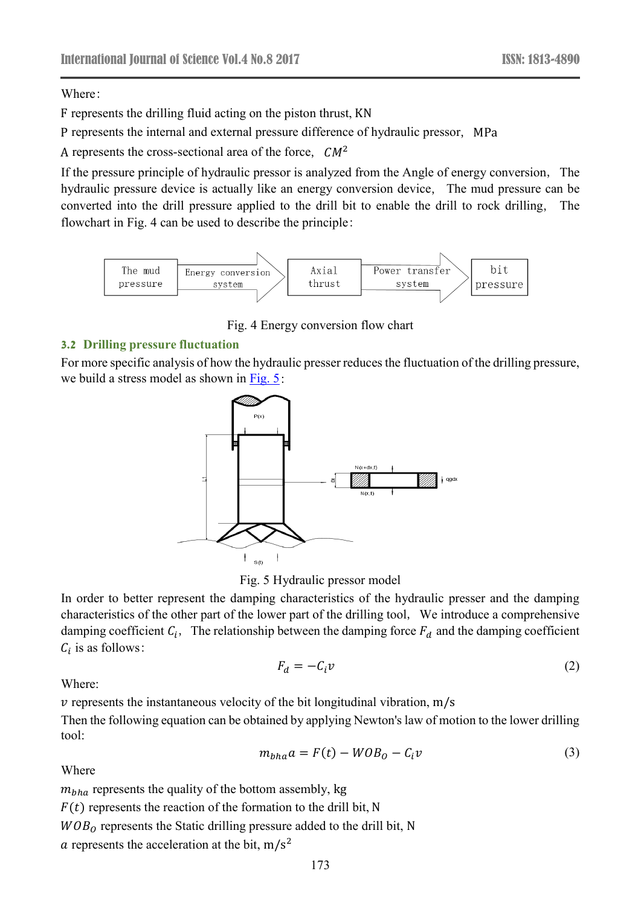Where:

F represents the drilling fluid acting on the piston thrust, KN

P represents the internal and external pressure difference of hydraulic pressor, MPa

A represents the cross-sectional area of the force, $CM^2$

If the pressure principle of hydraulic pressor is analyzed from the Angle of energy conversion, The hydraulic pressure device is actually like an energy conversion device, The mud pressure can be converted into the drill pressure applied to the drill bit to enable the drill to rock drilling, The flowchart in Fig. 4 can be used to describe the principle:

The mud pressure → Energy conversion system → Axial thrust → Power transfer system → bit pressure

Fig. 4 Energy conversion flow chart

### 3.2 Drilling pressure fluctuation

For more specific analysis of how the hydraulic presser reduces the fluctuation of the drilling pressure, we build a stress model as shown in Fig. 5:

Fig. 5 Hydraulic pressor model

In order to better represent the damping characteristics of the hydraulic presser and the damping characteristics of the other part of the lower part of the drilling tool, We introduce a comprehensive damping coefficient $C_i$, The relationship between the damping force $F_d$ and the damping coefficient $C_i$ is as follows:

$$F_d = -C_i v \tag{2}$$

Where:

$v$ represents the instantaneous velocity of the bit longitudinal vibration, m/s

Then the following equation can be obtained by applying Newton's law of motion to the lower drilling tool:

$$m_{bha} a = F(t) - WOB_O - C_i v \tag{3}$$

Where

$m_{bha}$ represents the quality of the bottom assembly, kg

$F(t)$ represents the reaction of the formation to the drill bit, N

$WOB_O$ represents the Static drilling pressure added to the drill bit, N

$a$ represents the acceleration at the bit, $\mathrm{m/s^2}$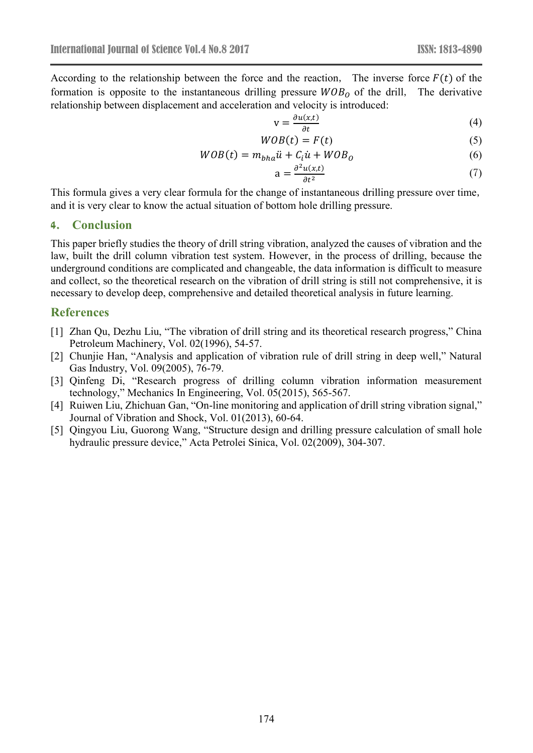According to the relationship between the force and the reaction, The inverse force $F(t)$ of the formation is opposite to the instantaneous drilling pressure $WOB_O$ of the drill, The derivative relationship between displacement and acceleration and velocity is introduced:

$$\mathrm{v} = \frac{\partial u(x,t)}{\partial t} \tag{4}$$

$$WOB(t) = F(t) \tag{5}$$

$$WOB(t) = m_{bha}\ddot{u} + C_i\dot{u} + WOB_O \tag{6}$$

$$\mathrm{a} = \frac{\partial^2 u(x,t)}{\partial t^2} \tag{7}$$

This formula gives a very clear formula for the change of instantaneous drilling pressure over time, and it is very clear to know the actual situation of bottom hole drilling pressure.

## 4. Conclusion

This paper briefly studies the theory of drill string vibration, analyzed the causes of vibration and the law, built the drill column vibration test system. However, in the process of drilling, because the underground conditions are complicated and changeable, the data information is difficult to measure and collect, so the theoretical research on the vibration of drill string is still not comprehensive, it is necessary to develop deep, comprehensive and detailed theoretical analysis in future learning.

## References

[1] Zhan Qu, Dezhu Liu, "The vibration of drill string and its theoretical research progress," China Petroleum Machinery, Vol. 02(1996), 54-57.

[2] Chunjie Han, "Analysis and application of vibration rule of drill string in deep well," Natural Gas Industry, Vol. 09(2005), 76-79.

[3] Qinfeng Di, "Research progress of drilling column vibration information measurement technology," Mechanics In Engineering, Vol. 05(2015), 565-567.

[4] Ruiwen Liu, Zhichuan Gan, "On-line monitoring and application of drill string vibration signal," Journal of Vibration and Shock, Vol. 01(2013), 60-64.

[5] Qingyou Liu, Guorong Wang, "Structure design and drilling pressure calculation of small hole hydraulic pressure device," Acta Petrolei Sinica, Vol. 02(2009), 304-307.